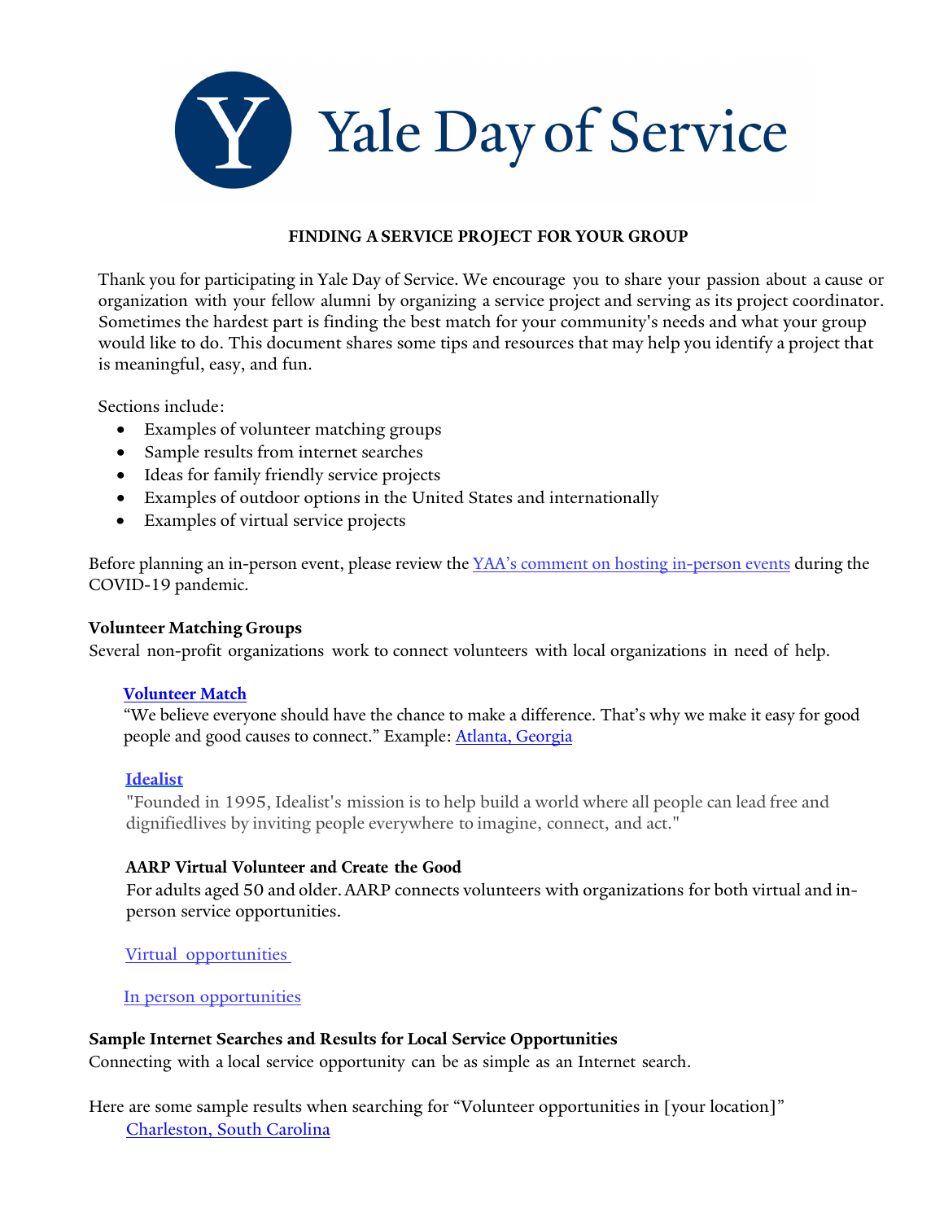# Yale Day of Service

## FINDING A SERVICE PROJECT FOR YOUR GROUP

Thank you for participating in Yale Day of Service. We encourage you to share your passion about a cause or organization with your fellow alumni by organizing a service project and serving as its project coordinator. Sometimes the hardest part is finding the best match for your community's needs and what your group would like to do. This document shares some tips and resources that may help you identify a project that is meaningful, easy, and fun.

Sections include:

- Examples of volunteer matching groups
- Sample results from internet searches
- Ideas for family friendly service projects
- Examples of outdoor options in the United States and internationally
- Examples of virtual service projects

Before planning an in-person event, please review the YAA's comment on hosting in-person events during the COVID-19 pandemic.

### Volunteer Matching Groups

Several non-profit organizations work to connect volunteers with local organizations in need of help.

**Volunteer Match**
"We believe everyone should have the chance to make a difference. That's why we make it easy for good people and good causes to connect." Example: Atlanta, Georgia

**Idealist**
"Founded in 1995, Idealist's mission is to help build a world where all people can lead free and dignifiedlives by inviting people everywhere to imagine, connect, and act."

**AARP Virtual Volunteer and Create the Good**
For adults aged 50 and older. AARP connects volunteers with organizations for both virtual and in-person service opportunities.

Virtual opportunities

In person opportunities

### Sample Internet Searches and Results for Local Service Opportunities

Connecting with a local service opportunity can be as simple as an Internet search.

Here are some sample results when searching for "Volunteer opportunities in [your location]"
Charleston, South Carolina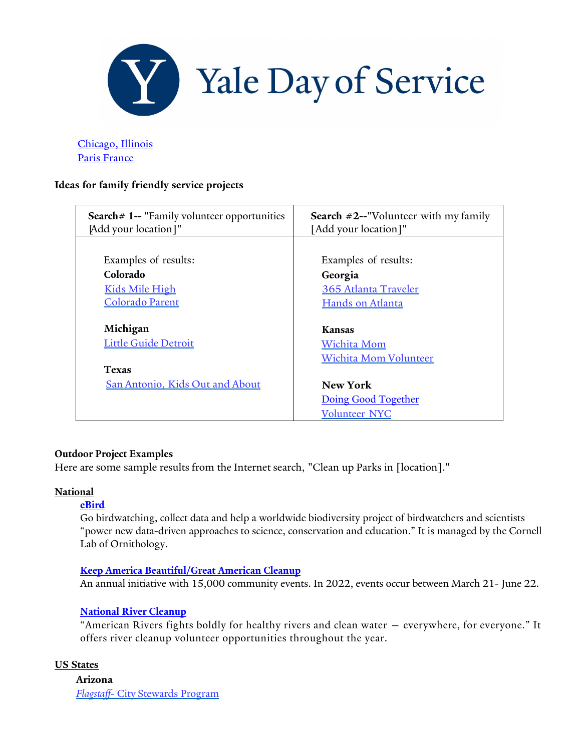Yale Day of Service

Chicago, Illinois
Paris France

**Ideas for family friendly service projects**

| **Search# 1--** "Family volunteer opportunities [Add your location]" | **Search #2--**"Volunteer with my family [Add your location]" |
|---|---|
| Examples of results:<br>**Colorado**<br>Kids Mile High<br>Colorado Parent<br><br>**Michigan**<br>Little Guide Detroit<br><br>**Texas**<br>San Antonio, Kids Out and About | Examples of results:<br>**Georgia**<br>365 Atlanta Traveler<br>Hands on Atlanta<br><br>**Kansas**<br>Wichita Mom<br>Wichita Mom Volunteer<br><br>**New York**<br>Doing Good Together<br>Volunteer NYC |

**Outdoor Project Examples**

Here are some sample results from the Internet search, "Clean up Parks in [location]."

**National**

**eBird**
Go birdwatching, collect data and help a worldwide biodiversity project of birdwatchers and scientists "power new data-driven approaches to science, conservation and education." It is managed by the Cornell Lab of Ornithology.

**Keep America Beautiful/Great American Cleanup**
An annual initiative with 15,000 community events. In 2022, events occur between March 21- June 22.

**National River Cleanup**
"American Rivers fights boldly for healthy rivers and clean water — everywhere, for everyone." It offers river cleanup volunteer opportunities throughout the year.

**US States**

**Arizona**
*Flagstaff*- City Stewards Program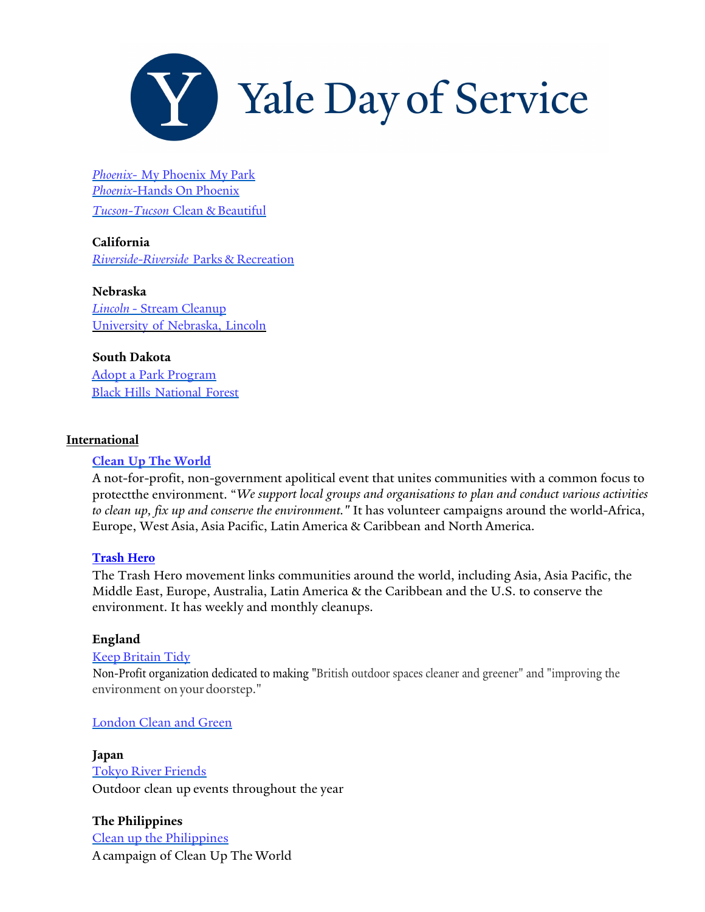Yale Day of Service

*Phoenix*- My Phoenix My Park
*Phoenix*-Hands On Phoenix
*Tucson-Tucson* Clean & Beautiful

**California**
*Riverside-Riverside* Parks & Recreation

**Nebraska**
*Lincoln* - Stream Cleanup
University of Nebraska, Lincoln

**South Dakota**
Adopt a Park Program
Black Hills National Forest

## International

**Clean Up The World**
A not-for-profit, non-government apolitical event that unites communities with a common focus to protectthe environment. "*We support local groups and organisations to plan and conduct various activities to clean up, fix up and conserve the environment."* It has volunteer campaigns around the world-Africa, Europe, West Asia, Asia Pacific, Latin America & Caribbean and North America.

**Trash Hero**
The Trash Hero movement links communities around the world, including Asia, Asia Pacific, the Middle East, Europe, Australia, Latin America & the Caribbean and the U.S. to conserve the environment. It has weekly and monthly cleanups.

**England**
Keep Britain Tidy
Non-Profit organization dedicated to making "British outdoor spaces cleaner and greener" and "improving the environment on your doorstep."

London Clean and Green

**Japan**
Tokyo River Friends
Outdoor clean up events throughout the year

**The Philippines**
Clean up the Philippines
A campaign of Clean Up The World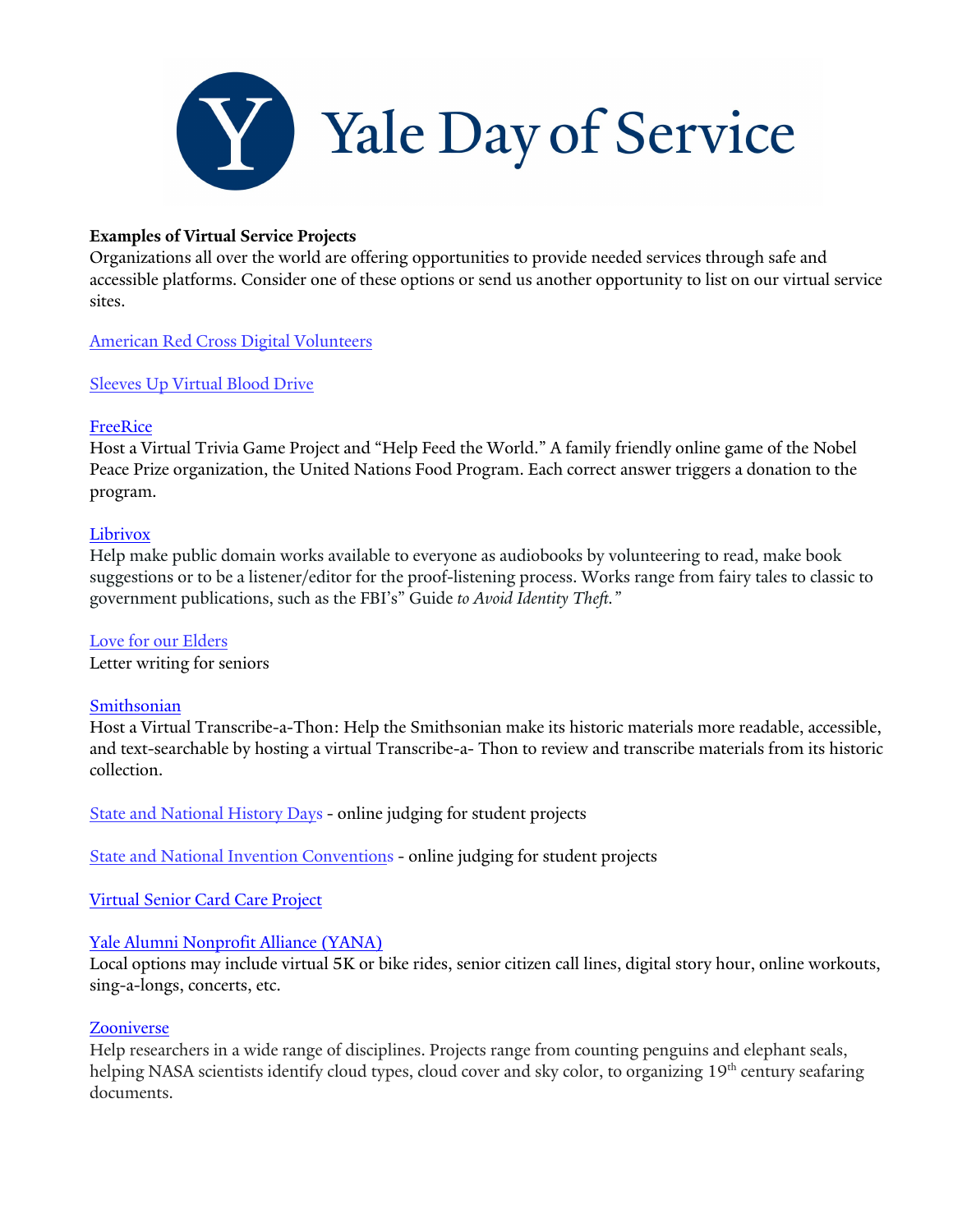# Yale Day of Service

**Examples of Virtual Service Projects**

Organizations all over the world are offering opportunities to provide needed services through safe and accessible platforms. Consider one of these options or send us another opportunity to list on our virtual service sites.

American Red Cross Digital Volunteers

Sleeves Up Virtual Blood Drive

FreeRice
Host a Virtual Trivia Game Project and "Help Feed the World." A family friendly online game of the Nobel Peace Prize organization, the United Nations Food Program. Each correct answer triggers a donation to the program.

Librivox
Help make public domain works available to everyone as audiobooks by volunteering to read, make book suggestions or to be a listener/editor for the proof-listening process. Works range from fairy tales to classic to government publications, such as the FBI's" Guide *to Avoid Identity Theft."*

Love for our Elders
Letter writing for seniors

Smithsonian
Host a Virtual Transcribe-a-Thon: Help the Smithsonian make its historic materials more readable, accessible, and text-searchable by hosting a virtual Transcribe-a- Thon to review and transcribe materials from its historic collection.

State and National History Days - online judging for student projects

State and National Invention Conventions - online judging for student projects

Virtual Senior Card Care Project

Yale Alumni Nonprofit Alliance (YANA)
Local options may include virtual 5K or bike rides, senior citizen call lines, digital story hour, online workouts, sing-a-longs, concerts, etc.

Zooniverse
Help researchers in a wide range of disciplines. Projects range from counting penguins and elephant seals, helping NASA scientists identify cloud types, cloud cover and sky color, to organizing 19th century seafaring documents.